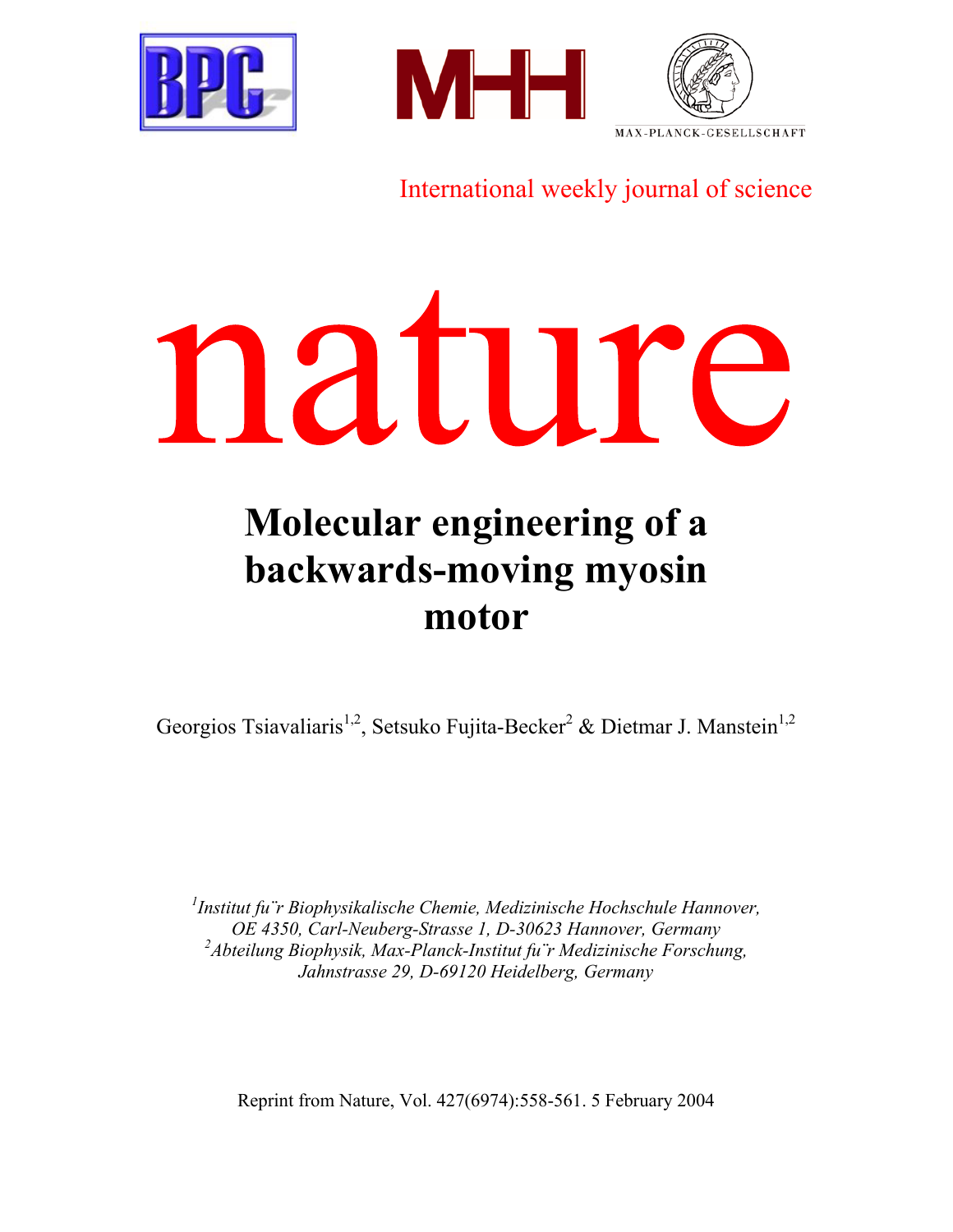International weekly journal of science

# nature

## Molecular engineering of a backwards-moving myosin motor

Georgios Tsiavaliaris[1,2], Setsuko Fujita-Becker[2] & Dietmar J. Manstein[1,2]

*[1]Institut für Biophysikalische Chemie, Medizinische Hochschule Hannover, OE 4350, Carl-Neuberg-Strasse 1, D-30623 Hannover, Germany*
*[2]Abteilung Biophysik, Max-Planck-Institut für Medizinische Forschung, Jahnstrasse 29, D-69120 Heidelberg, Germany*

Reprint from Nature, Vol. 427(6974):558-561. 5 February 2004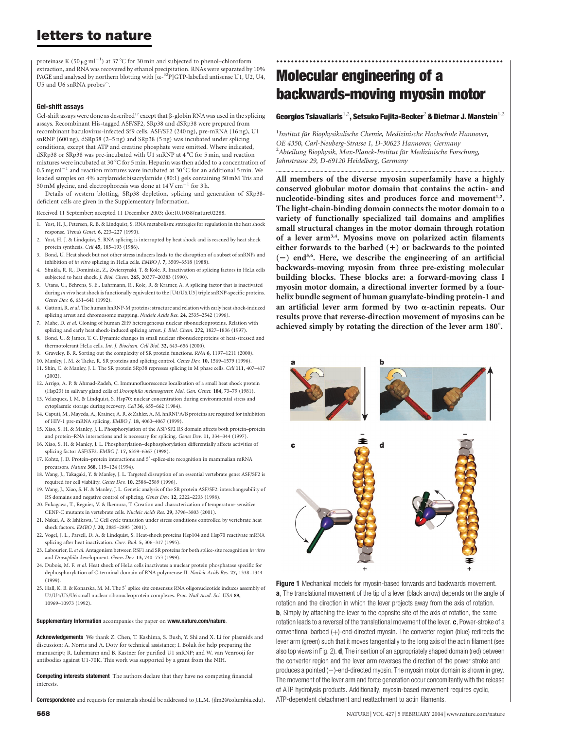proteinase K (50 µg ml$^{-1}$) at 37 °C for 30 min and subjected to phenol–chloroform extraction, and RNA was recovered by ethanol precipitation. RNAs were separated by 10% PAGE and analysed by northern blotting with [$\alpha$-$^{32}$P]GTP-labelled antisense U1, U2, U4, U5 and U6 snRNA probes[25].

### Gel-shift assays

Gel-shift assays were done as described[17] except that β-globin RNA was used in the splicing assays. Recombinant His-tagged ASF/SF2, SRp38 and dSRp38 were prepared from recombinant baculovirus-infected Sf9 cells. ASF/SF2 (240 ng), pre-mRNA (16 ng), U1 snRNP (600 ng), dSRp38 (2–5 ng) and SRp38 (5 ng) was incubated under splicing conditions, except that ATP and creatine phosphate were omitted. Where indicated, dSRp38 or SRp38 was pre-incubated with U1 snRNP at 4 °C for 5 min, and reaction mixtures were incubated at 30 °C for 5 min. Heparin was then added to a concentration of 0.5 mg ml$^{-1}$ and reaction mixtures were incubated at 30 °C for an additional 5 min. We loaded samples on 4% acrylamide:bisacrylamide (80:1) gels containing 50 mM Tris and 50 mM glycine, and electrophoresis was done at 14 V cm$^{-1}$ for 3 h.

Details of western blotting, SRp38 depletion, splicing and generation of SRp38-deficient cells are given in the Supplementary Information.

Received 11 September; accepted 11 December 2003; doi:10.1038/nature02288.

1. Yost, H. J., Petersen, R. B. & Lindquist, S. RNA metabolism: strategies for regulation in the heat shock response. *Trends Genet.* **6**, 223–227 (1990).
2. Yost, H. J. & Lindquist, S. RNA splicing is interrupted by heat shock and is rescued by heat shock protein synthesis. *Cell* **45**, 185–193 (1986).
3. Bond, U. Heat shock but not other stress inducers leads to the disruption of a subset of snRNPs and inhibition of *in vitro* splicing in HeLa cells. *EMBO J.* **7**, 3509–3518 (1988).
4. Shukla, R. R., Dominiski, Z., Zwierzynski, T. & Kole, R. Inactivation of splicing factors in HeLa cells subjected to heat shock. *J. Biol. Chem.* **265**, 20377–20383 (1990).
5. Utans, U., Behrens, S. E., Luhrmann, R., Kole, R. & Kramer, A. A splicing factor that is inactivated during *in vivo* heat shock is functionally equivalent to the [U4/U6.U5] triple snRNP-specific proteins. *Genes Dev.* **6**, 631–641 (1992).
6. Gattoni, R. *et al.* The human hnRNP-M proteins: structure and relation with early heat shock-induced splicing arrest and chromosome mapping. *Nucleic Acids Res.* **24**, 2535–2542 (1996).
7. Mahe, D. *et al.* Cloning of human 2H9 heterogeneous nuclear ribonucleoproteins. Relation with splicing and early heat shock-induced splicing arrest. *J. Biol. Chem.* **272**, 1827–1836 (1997).
8. Bond, U. & James, T. C. Dynamic changes in small nuclear ribonucleoproteins of heat-stressed and thermotolerant HeLa cells. *Int. J. Biochem. Cell Biol.* **32**, 643–656 (2000).
9. Graveley, B. R. Sorting out the complexity of SR protein functions. *RNA* **6**, 1197–1211 (2000).
10. Manley, J. M. & Tacke, R. SR proteins and splicing control. *Genes Dev.* **10**, 1569–1579 (1996).
11. Shin, C. & Manley, J. L. The SR protein SRp38 represses splicing in M phase cells. *Cell* **111**, 407–417 (2002).
12. Arrigo, A. P. & Ahmad-Zadeh, C. Immunofluorescence localization of a small heat shock protein (Hsp23) in salivary gland cells of *Drosophila melanogaster*. *Mol. Gen. Genet.* **184**, 73–79 (1981).
13. Velazquez, J. M. & Lindquist, S. Hsp70: nuclear concentration during environmental stress and cytoplasmic storage during recovery. *Cell* **36**, 655–662 (1984).
14. Caputi, M., Mayeda, A., Krainer, A. R. & Zahler, A. M. hnRNP A/B proteins are required for inhibition of HIV-1 pre-mRNA splicing. *EMBO J.* **18**, 4060–4067 (1999).
15. Xiao, S. H. & Manley, J. L. Phosphorylation of the ASF/SF2 RS domain affects both protein–protein and protein–RNA interactions and is necessary for splicing. *Genes Dev.* **11**, 334–344 (1997).
16. Xiao, S. H. & Manley, J. L. Phosphorylation–dephosphorylation differentially affects activities of splicing factor ASF/SF2. *EMBO J.* **17**, 6359–6367 (1998).
17. Kohtz, J. D. Protein–protein interactions and 5′-splice-site recognition in mammalian mRNA precursors. *Nature* **368**, 119–124 (1994).
18. Wang, J., Takagaki, Y. & Manley, J. L. Targeted disruption of an essential vertebrate gene: ASF/SF2 is required for cell viability. *Genes Dev.* **10**, 2588–2589 (1996).
19. Wang, J., Xiao, S. H. & Manley, J. L. Genetic analysis of the SR protein ASF/SF2: interchangeability of RS domains and negative control of splicing. *Genes Dev.* **12**, 2222–2233 (1998).
20. Fukagawa, T., Regnier, V. & Ikemura, T. Creation and characterization of temperature-sensitive CENP-C mutants in vertebrate cells. *Nucleic Acids Res.* **29**, 3796–3803 (2001).
21. Nakai, A. & Ishikawa, T. Cell cycle transition under stress conditions controlled by vertebrate heat shock factors. *EMBO J.* **20**, 2885–2895 (2001).
22. Vogel, J. L., Parsell, D. A. & Lindquist, S. Heat-shock proteins Hsp104 and Hsp70 reactivate mRNA splicing after heat inactivation. *Curr. Biol.* **5**, 306–317 (1995).
23. Labourier, E. *et al.* Antagonism between RSF1 and SR proteins for both splice-site recognition *in vitro* and *Drosophila* development. *Genes Dev.* **13**, 740–753 (1999).
24. Dubois, M. F. *et al.* Heat shock of HeLa cells inactivates a nuclear protein phosphatase specific for dephosphorylation of C-terminal domain of RNA polymerase II. *Nucleic Acids Res.* **27**, 1338–1344 (1999).
25. Hall, K. B. & Konarska, M. M. The 5′ splice site consensus RNA oligonucleotide induces assembly of U2/U4/U5/U6 small nuclear ribonucleoprotein complexes. *Proc. Natl Acad. Sci. USA* **89**, 10969–10973 (1992).

**Supplementary Information** accompanies the paper on **www.nature.com/nature**.

**Acknowledgements** We thank Z. Chen, T. Kashima, S. Bush, Y. Shi and X. Li for plasmids and discussion; A. Norris and A. Doty for technical assistance; I. Boluk for help preparing the manuscript; R. Luhrmann and B. Kastner for purified U1 snRNP; and W. van Venrooij for antibodies against U1-70K. This work was supported by a grant from the NIH.

**Competing interests statement** The authors declare that they have no competing financial interests.

**Correspondence** and requests for materials should be addressed to J.L.M. (jlm2@columbia.edu).

# Molecular engineering of a backwards-moving myosin motor

**Georgios Tsiavaliaris[1,2], Setsuko Fujita-Becker[2] & Dietmar J. Manstein[1,2]**

[1]*Institut für Biophysikalische Chemie, Medizinische Hochschule Hannover, OE 4350, Carl-Neuberg-Strasse 1, D-30623 Hannover, Germany*
[2]*Abteilung Biophysik, Max-Planck-Institut für Medizinische Forschung, Jahnstrasse 29, D-69120 Heidelberg, Germany*

**All members of the diverse myosin superfamily have a highly conserved globular motor domain that contains the actin- and nucleotide-binding sites and produces force and movement[1,2]. The light-chain-binding domain connects the motor domain to a variety of functionally specialized tail domains and amplifies small structural changes in the motor domain through rotation of a lever arm[3,4]. Myosins move on polarized actin filaments either forwards to the barbed (+) or backwards to the pointed (−) end[5,6]. Here, we describe the engineering of an artificial backwards-moving myosin from three pre-existing molecular building blocks. These blocks are: a forward-moving class I myosin motor domain, a directional inverter formed by a four-helix bundle segment of human guanylate-binding protein-1 and an artificial lever arm formed by two α-actinin repeats. Our results prove that reverse-direction movement of myosins can be achieved simply by rotating the direction of the lever arm 180°.**

**Figure 1** Mechanical models for myosin-based forwards and backwards movement. **a**, The translational movement of the tip of a lever (black arrow) depends on the angle of rotation and the direction in which the lever projects away from the axis of rotation. **b**, Simply by attaching the lever to the opposite site of the axis of rotation, the same rotation leads to a reversal of the translational movement of the lever. **c**, Power-stroke of a conventional barbed (+)-end-directed myosin. The converter region (blue) redirects the lever arm (green) such that it moves tangentially to the long axis of the actin filament (see also top views in Fig. 2). **d**, The insertion of an appropriately shaped domain (red) between the converter region and the lever arm reverses the direction of the power stroke and produces a pointed (−)-end-directed myosin. The myosin motor domain is shown in grey. The movement of the lever arm and force generation occur concomitantly with the release of ATP hydrolysis products. Additionally, myosin-based movement requires cyclic, ATP-dependent detachment and reattachment to actin filaments.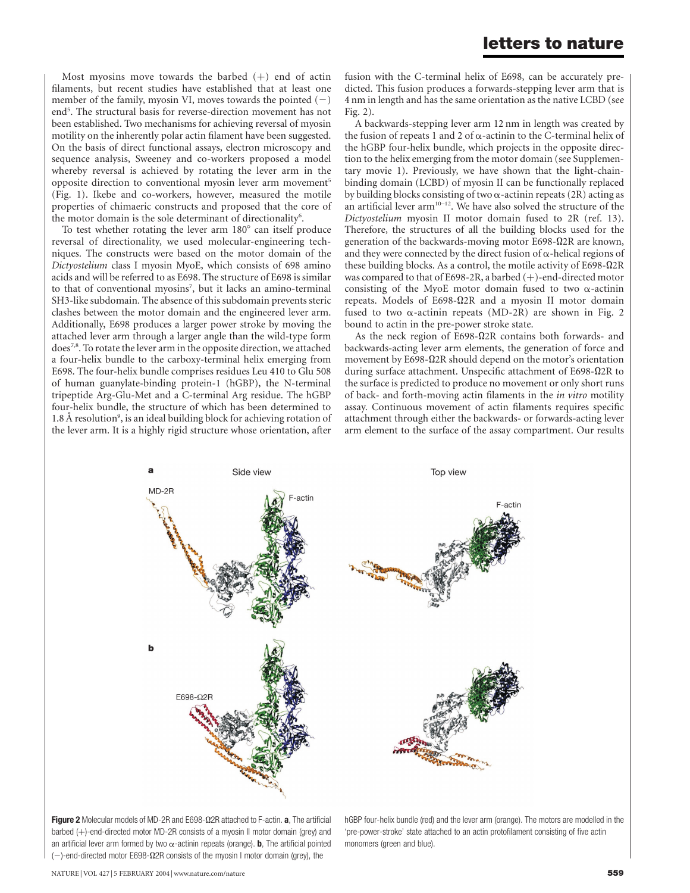Most myosins move towards the barbed (+) end of actin filaments, but recent studies have established that at least one member of the family, myosin VI, moves towards the pointed (−) end[5]. The structural basis for reverse-direction movement has not been established. Two mechanisms for achieving reversal of myosin motility on the inherently polar actin filament have been suggested. On the basis of direct functional assays, electron microscopy and sequence analysis, Sweeney and co-workers proposed a model whereby reversal is achieved by rotating the lever arm in the opposite direction to conventional myosin lever arm movement[5] (Fig. 1). Ikebe and co-workers, however, measured the motile properties of chimaeric constructs and proposed that the core of the motor domain is the sole determinant of directionality[6].

To test whether rotating the lever arm 180° can itself produce reversal of directionality, we used molecular-engineering techniques. The constructs were based on the motor domain of the *Dictyostelium* class I myosin MyoE, which consists of 698 amino acids and will be referred to as E698. The structure of E698 is similar to that of conventional myosins[7], but it lacks an amino-terminal SH3-like subdomain. The absence of this subdomain prevents steric clashes between the motor domain and the engineered lever arm. Additionally, E698 produces a larger power stroke by moving the attached lever arm through a larger angle than the wild-type form does[7,8]. To rotate the lever arm in the opposite direction, we attached a four-helix bundle to the carboxy-terminal helix emerging from E698. The four-helix bundle comprises residues Leu 410 to Glu 508 of human guanylate-binding protein-1 (hGBP), the N-terminal tripeptide Arg-Glu-Met and a C-terminal Arg residue. The hGBP four-helix bundle, the structure of which has been determined to 1.8 Å resolution[9], is an ideal building block for achieving rotation of the lever arm. It is a highly rigid structure whose orientation, after fusion with the C-terminal helix of E698, can be accurately predicted. This fusion produces a forwards-stepping lever arm that is 4 nm in length and has the same orientation as the native LCBD (see Fig. 2).

A backwards-stepping lever arm 12 nm in length was created by the fusion of repeats 1 and 2 of α-actinin to the C-terminal helix of the hGBP four-helix bundle, which projects in the opposite direction to the helix emerging from the motor domain (see Supplementary movie 1). Previously, we have shown that the light-chain-binding domain (LCBD) of myosin II can be functionally replaced by building blocks consisting of two α-actinin repeats (2R) acting as an artificial lever arm[10–12]. We have also solved the structure of the *Dictyostelium* myosin II motor domain fused to 2R (ref. 13). Therefore, the structures of all the building blocks used for the generation of the backwards-moving motor E698-Ω2R are known, and they were connected by the direct fusion of α-helical regions of these building blocks. As a control, the motile activity of E698-Ω2R was compared to that of E698-2R, a barbed (+)-end-directed motor consisting of the MyoE motor domain fused to two α-actinin repeats. Models of E698-Ω2R and a myosin II motor domain fused to two α-actinin repeats (MD-2R) are shown in Fig. 2 bound to actin in the pre-power stroke state.

As the neck region of E698-Ω2R contains both forwards- and backwards-acting lever arm elements, the generation of force and movement by E698-Ω2R should depend on the motor's orientation during surface attachment. Unspecific attachment of E698-Ω2R to the surface is predicted to produce no movement or only short runs of back- and forth-moving actin filaments in the *in vitro* motility assay. Continuous movement of actin filaments requires specific attachment through either the backwards- or forwards-acting lever arm element to the surface of the assay compartment. Our results

**Figure 2** Molecular models of MD-2R and E698-Ω2R attached to F-actin. **a**, The artificial barbed (+)-end-directed motor MD-2R consists of a myosin II motor domain (grey) and an artificial lever arm formed by two α-actinin repeats (orange). **b**, The artificial pointed (−)-end-directed motor E698-Ω2R consists of the myosin I motor domain (grey), the hGBP four-helix bundle (red) and the lever arm (orange). The motors are modelled in the 'pre-power-stroke' state attached to an actin protofilament consisting of five actin monomers (green and blue).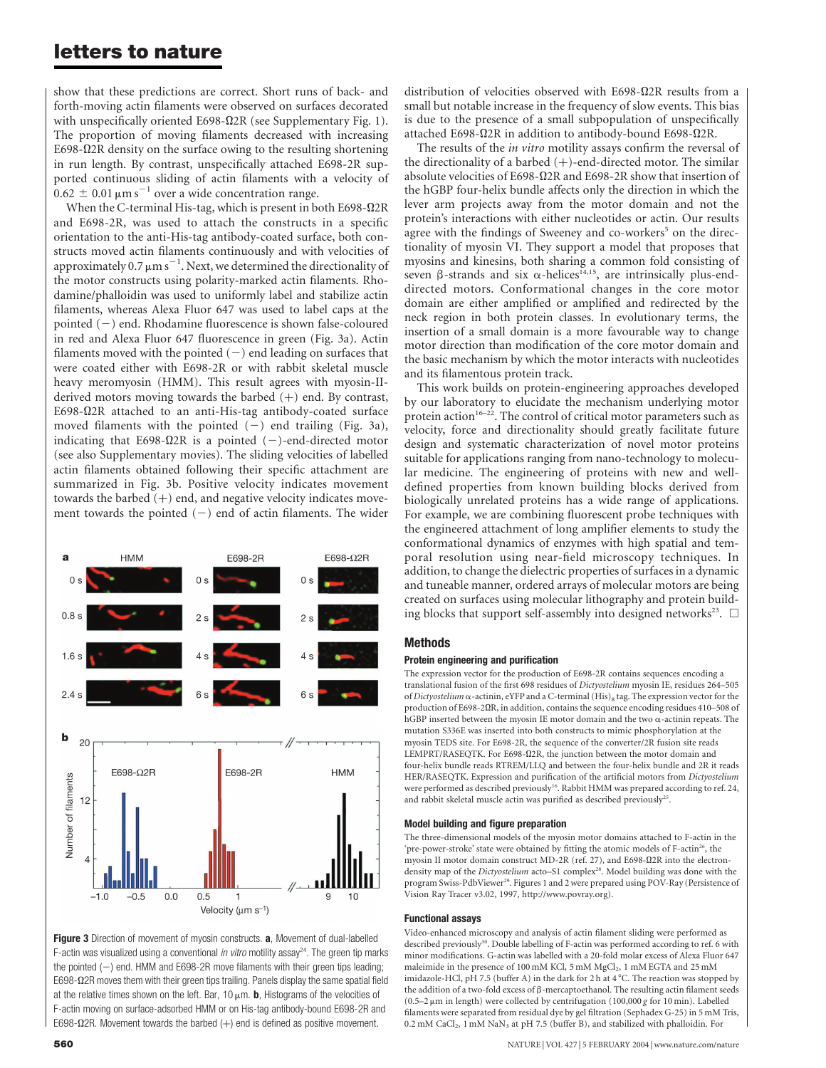show that these predictions are correct. Short runs of back- and forth-moving actin filaments were observed on surfaces decorated with unspecifically oriented E698-Ω2R (see Supplementary Fig. 1). The proportion of moving filaments decreased with increasing E698-Ω2R density on the surface owing to the resulting shortening in run length. By contrast, unspecifically attached E698-2R supported continuous sliding of actin filaments with a velocity of $0.62 \pm 0.01\,\mu m\,s^{-1}$ over a wide concentration range.

When the C-terminal His-tag, which is present in both E698-Ω2R and E698-2R, was used to attach the constructs in a specific orientation to the anti-His-tag antibody-coated surface, both constructs moved actin filaments continuously and with velocities of approximately $0.7\,\mu m\,s^{-1}$. Next, we determined the directionality of the motor constructs using polarity-marked actin filaments. Rhodamine/phalloidin was used to uniformly label and stabilize actin filaments, whereas Alexa Fluor 647 was used to label caps at the pointed (−) end. Rhodamine fluorescence is shown false-coloured in red and Alexa Fluor 647 fluorescence in green (Fig. 3a). Actin filaments moved with the pointed (−) end leading on surfaces that were coated either with E698-2R or with rabbit skeletal muscle heavy meromyosin (HMM). This result agrees with myosin-II-derived motors moving towards the barbed (+) end. By contrast, E698-Ω2R attached to an anti-His-tag antibody-coated surface moved filaments with the pointed (−) end trailing (Fig. 3a), indicating that E698-Ω2R is a pointed (−)-end-directed motor (see also Supplementary movies). The sliding velocities of labelled actin filaments obtained following their specific attachment are summarized in Fig. 3b. Positive velocity indicates movement towards the barbed (+) end, and negative velocity indicates movement towards the pointed (−) end of actin filaments. The wider distribution of velocities observed with E698-Ω2R results from a small but notable increase in the frequency of slow events. This bias is due to the presence of a small subpopulation of unspecifically attached E698-Ω2R in addition to antibody-bound E698-Ω2R.

**Figure 3** Direction of movement of myosin constructs. **a**, Movement of dual-labelled F-actin was visualized using a conventional *in vitro* motility assay[24]. The green tip marks the pointed (−) end. HMM and E698-2R move filaments with their green tips leading; E698-Ω2R moves them with their green tips trailing. Panels display the same spatial field at the relative times shown on the left. Bar, 10 µm. **b**, Histograms of the velocities of F-actin moving on surface-adsorbed HMM or on His-tag antibody-bound E698-2R and E698-Ω2R. Movement towards the barbed (+) end is defined as positive movement.

The results of the *in vitro* motility assays confirm the reversal of the directionality of a barbed (+)-end-directed motor. The similar absolute velocities of E698-Ω2R and E698-2R show that insertion of the hGBP four-helix bundle affects only the direction in which the lever arm projects away from the motor domain and not the protein's interactions with either nucleotides or actin. Our results agree with the findings of Sweeney and co-workers[5] on the directionality of myosin VI. They support a model that proposes that myosins and kinesins, both sharing a common fold consisting of seven β-strands and six α-helices[14,15], are intrinsically plus-end-directed motors. Conformational changes in the core motor domain are either amplified or amplified and redirected by the neck region in both protein classes. In evolutionary terms, the insertion of a small domain is a more favourable way to change motor direction than modification of the core motor domain and the basic mechanism by which the motor interacts with nucleotides and its filamentous protein track.

This work builds on protein-engineering approaches developed by our laboratory to elucidate the mechanism underlying motor protein action[16–22]. The control of critical motor parameters such as velocity, force and directionality should greatly facilitate future design and systematic characterization of novel motor proteins suitable for applications ranging from nano-technology to molecular medicine. The engineering of proteins with new and well-defined properties from known building blocks derived from biologically unrelated proteins has a wide range of applications. For example, we are combining fluorescent probe techniques with the engineered attachment of long amplifier elements to study the conformational dynamics of enzymes with high spatial and temporal resolution using near-field microscopy techniques. In addition, to change the dielectric properties of surfaces in a dynamic and tuneable manner, ordered arrays of molecular motors are being created on surfaces using molecular lithography and protein building blocks that support self-assembly into designed networks[23]. □

## Methods

### Protein engineering and purification

The expression vector for the production of E698-2R contains sequences encoding a translational fusion of the first 698 residues of *Dictyostelium* myosin IE, residues 264–505 of *Dictyostelium* α-actinin, eYFP and a C-terminal $(His)_8$ tag. The expression vector for the production of E698-2ΩR, in addition, contains the sequence encoding residues 410–508 of hGBP inserted between the myosin IE motor domain and the two α-actinin repeats. The mutation S336E was inserted into both constructs to mimic phosphorylation at the myosin TEDS site. For E698-2R, the sequence of the converter/2R fusion site reads LEMPRT/RASEQTK. For E698-Ω2R, the junction between the motor domain and four-helix bundle reads RTREM/LLQ and between the four-helix bundle and 2R it reads HER/RASEQTK. Expression and purification of the artificial motors from *Dictyostelium* were performed as described previously[16]. Rabbit HMM was prepared according to ref. 24, and rabbit skeletal muscle actin was purified as described previously[25].

### Model building and figure preparation

The three-dimensional models of the myosin motor domains attached to F-actin in the 'pre-power-stroke' state were obtained by fitting the atomic models of F-actin[26], the myosin II motor domain construct MD-2R (ref. 27), and E698-Ω2R into the electron-density map of the *Dictyostelium* acto–S1 complex[28]. Model building was done with the program Swiss-PdbViewer[29]. Figures 1 and 2 were prepared using POV-Ray (Persistence of Vision Ray Tracer v3.02, 1997, http://www.povray.org).

### Functional assays

Video-enhanced microscopy and analysis of actin filament sliding were performed as described previously[30]. Double labelling of F-actin was performed according to ref. 6 with minor modifications. G-actin was labelled with a 20-fold molar excess of Alexa Fluor 647 maleimide in the presence of 100 mM KCl, 5 mM $MgCl_2$, 1 mM EGTA and 25 mM imidazole-HCl, pH 7.5 (buffer A) in the dark for 2 h at 4 °C. The reaction was stopped by the addition of a two-fold excess of β-mercaptoethanol. The resulting actin filament seeds (0.5–2 µm in length) were collected by centrifugation (100,000 *g* for 10 min). Labelled filaments were separated from residual dye by gel filtration (Sephadex G-25) in 5 mM Tris, 0.2 mM $CaCl_2$, 1 mM $NaN_3$ at pH 7.5 (buffer B), and stabilized with phalloidin. For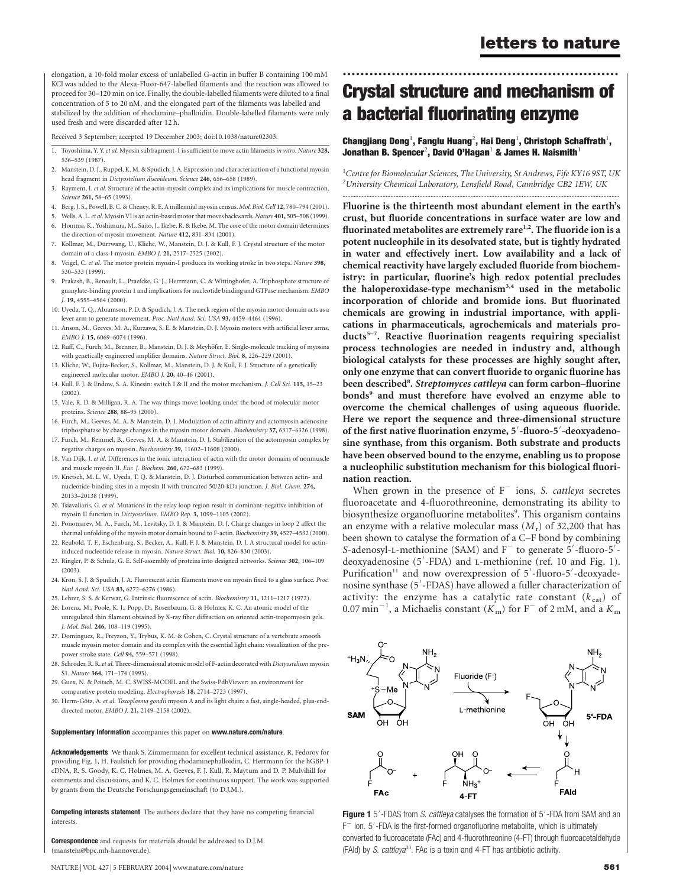elongation, a 10-fold molar excess of unlabelled G-actin in buffer B containing 100 mM KCl was added to the Alexa-Fluor-647-labelled filaments and the reaction was allowed to proceed for 30–120 min on ice. Finally, the double-labelled filaments were diluted to a final concentration of 5 to 20 nM, and the elongated part of the filaments was labelled and stabilized by the addition of rhodamine–phalloidin. Double-labelled filaments were only used fresh and were discarded after 12 h.

Received 3 September; accepted 19 December 2003; doi:10.1038/nature02303.

1. Toyoshima, Y. Y. *et al.* Myosin subfragment-1 is sufficient to move actin filaments *in vitro*. *Nature* **328,** 536–539 (1987).
2. Manstein, D. J., Ruppel, K. M. & Spudich, J. A. Expression and characterization of a functional myosin head fragment in *Dictyostelium discoideum*. *Science* **246,** 656–658 (1989).
3. Rayment, I. *et al.* Structure of the actin-myosin complex and its implications for muscle contraction. *Science* **261,** 58–65 (1993).
4. Berg, J. S., Powell, B. C. & Cheney, R. E. A millennial myosin census. *Mol. Biol. Cell* **12,** 780–794 (2001).
5. Wells, A. L. *et al.* Myosin VI is an actin-based motor that moves backwards. *Nature* **401,** 505–508 (1999).
6. Homma, K., Yoshimura, M., Saito, J., Ikebe, R. & Ikebe, M. The core of the motor domain determines the direction of myosin movement. *Nature* **412,** 831–834 (2001).
7. Kollmar, M., Dürrwang, U., Kliche, W., Manstein, D. J. & Kull, F. J. Crystal structure of the motor domain of a class-I myosin. *EMBO J.* **21,** 2517–2525 (2002).
8. Veigel, C. *et al.* The motor protein myosin-I produces its working stroke in two steps. *Nature* **398,** 530–533 (1999).
9. Prakash, B., Renault, L., Praefcke, G. J., Herrmann, C. & Wittinghofer, A. Triphosphate structure of guanylate-binding protein 1 and implications for nucleotide binding and GTPase mechanism. *EMBO J.* **19,** 4555–4564 (2000).
10. Uyeda, T. Q., Abramson, P. D. & Spudich, J. A. The neck region of the myosin motor domain acts as a lever arm to generate movement. *Proc. Natl Acad. Sci. USA* **93,** 4459–4464 (1996).
11. Anson, M., Geeves, M. A., Kurzawa, S. E. & Manstein, D. J. Myosin motors with artificial lever arms. *EMBO J.* **15,** 6069–6074 (1996).
12. Ruff, C., Furch, M., Brenner, B., Manstein, D. J. & Meyhöfer, E. Single-molecule tracking of myosins with genetically engineered amplifier domains. *Nature Struct. Biol.* **8,** 226–229 (2001).
13. Kliche, W., Fujita-Becker, S., Kollmar, M., Manstein, D. J. & Kull, F. J. Structure of a genetically engineered molecular motor. *EMBO J.* **20,** 40–46 (2001).
14. Kull, F. J. & Endow, S. A. Kinesin: switch I & II and the motor mechanism. *J. Cell Sci.* **115,** 15–23 (2002).
15. Vale, R. D. & Milligan, R. A. The way things move: looking under the hood of molecular motor proteins. *Science* **288,** 88–95 (2000).
16. Furch, M., Geeves, M. A. & Manstein, D. J. Modulation of actin affinity and actomyosin adenosine triphosphatase by charge changes in the myosin motor domain. *Biochemistry* **37,** 6317–6326 (1998).
17. Furch, M., Remmel, B., Geeves, M. A. & Manstein, D. J. Stabilization of the actomyosin complex by negative charges on myosin. *Biochemistry* **39,** 11602–11608 (2000).
18. Van Dijk, J. *et al.* Differences in the ionic interaction of actin with the motor domains of nonmuscle and muscle myosin II. *Eur. J. Biochem.* **260,** 672–683 (1999).
19. Knetsch, M. L. W., Uyeda, T. Q. & Manstein, D. J. Disturbed communication between actin- and nucleotide-binding sites in a myosin II with truncated 50/20-kDa junction. *J. Biol. Chem.* **274,** 20133–20138 (1999).
20. Tsiavaliaris, G. *et al.* Mutations in the relay loop region result in dominant-negative inhibition of myosin II function in *Dictyostelium*. *EMBO Rep.* **3,** 1099–1105 (2002).
21. Ponomarev, M. A., Furch, M., Levitsky, D. I. & Manstein, D. J. Charge changes in loop 2 affect the thermal unfolding of the myosin motor domain bound to F-actin. *Biochemistry* **39,** 4527–4532 (2000).
22. Reubold, T. F., Eschenburg, S., Becker, A., Kull, F. J. & Manstein, D. J. A structural model for actin-induced nucleotide release in myosin. *Nature Struct. Biol.* **10,** 826–830 (2003).
23. Ringler, P. & Schulz, G. E. Self-assembly of proteins into designed networks. *Science* **302,** 106–109 (2003).
24. Kron, S. J. & Spudich, J. A. Fluorescent actin filaments move on myosin fixed to a glass surface. *Proc. Natl Acad. Sci. USA* **83,** 6272–6276 (1986).
25. Lehrer, S. S. & Kerwar, G. Intrinsic fluorescence of actin. *Biochemistry* **11,** 1211–1217 (1972).
26. Lorenz, M., Poole, K. J., Popp, D., Rosenbaum, G. & Holmes, K. C. An atomic model of the unregulated thin filament obtained by X-ray fiber diffraction on oriented actin-tropomyosin gels. *J. Mol. Biol.* **246,** 108–119 (1995).
27. Dominguez, R., Freyzon, Y., Trybus, K. M. & Cohen, C. Crystal structure of a vertebrate smooth muscle myosin motor domain and its complex with the essential light chain: visualization of the pre-power stroke state. *Cell* **94,** 559–571 (1998).
28. Schröder, R. R. *et al.* Three-dimensional atomic model of F-actin decorated with *Dictyostelium* myosin S1. *Nature* **364,** 171–174 (1993).
29. Guex, N. & Peitsch, M. C. SWISS-MODEL and the Swiss-PdbViewer: an environment for comparative protein modeling. *Electrophoresis* **18,** 2714–2723 (1997).
30. Herm-Götz, A. *et al.* *Toxoplasma gondii* myosin A and its light chain: a fast, single-headed, plus-end-directed motor. *EMBO J.* **21,** 2149–2158 (2002).

**Supplementary Information** accompanies this paper on **www.nature.com/nature**.

**Acknowledgements** We thank S. Zimmermann for excellent technical assistance, R. Fedorov for providing Fig. 1, H. Faulstich for providing rhodaminephalloidin, C. Herrmann for the hGBP-1 cDNA, R. S. Goody, K. C. Holmes, M. A. Geeves, F. J. Kull, R. Maytum and D. P. Mulvihill for comments and discussions, and K. C. Holmes for continuous support. The work was supported by grants from the Deutsche Forschungsgemeinschaft (to D.J.M.).

**Competing interests statement** The authors declare that they have no competing financial interests.

**Correspondence** and requests for materials should be addressed to D.J.M. (manstein@bpc.mh-hannover.de).

# Crystal structure and mechanism of a bacterial fluorinating enzyme

**Changjiang Dong**[1], **Fanglu Huang**[2], **Hai Deng**[1], **Christoph Schaffrath**[1], **Jonathan B. Spencer**[2], **David O'Hagan**[1] & **James H. Naismith**[1]

[1]*Centre for Biomolecular Sciences, The University, St Andrews, Fife KY16 9ST, UK*
[2]*University Chemical Laboratory, Lensfield Road, Cambridge CB2 1EW, UK*

**Fluorine is the thirteenth most abundant element in the earth's crust, but fluoride concentrations in surface water are low and fluorinated metabolites are extremely rare[1,2]. The fluoride ion is a potent nucleophile in its desolvated state, but is tightly hydrated in water and effectively inert. Low availability and a lack of chemical reactivity have largely excluded fluoride from biochemistry: in particular, fluorine's high redox potential precludes the haloperoxidase-type mechanism[3,4] used in the metabolic incorporation of chloride and bromide ions. But fluorinated chemicals are growing in industrial importance, with applications in pharmaceuticals, agrochemicals and materials products[5–7]. Reactive fluorination reagents requiring specialist process technologies are needed in industry and, although biological catalysts for these processes are highly sought after, only one enzyme that can convert fluoride to organic fluorine has been described[8]. *Streptomyces cattleya* can form carbon–fluorine bonds[9] and must therefore have evolved an enzyme able to overcome the chemical challenges of using aqueous fluoride. Here we report the sequence and three-dimensional structure of the first native fluorination enzyme, 5′-fluoro-5′-deoxyadenosine synthase, from this organism. Both substrate and products have been observed bound to the enzyme, enabling us to propose a nucleophilic substitution mechanism for this biological fluorination reaction.**

When grown in the presence of $F^-$ ions, *S. cattleya* secretes fluoroacetate and 4-fluorothreonine, demonstrating its ability to biosynthesize organofluorine metabolites[9]. This organism contains an enzyme with a relative molecular mass ($M_r$) of 32,200 that has been shown to catalyse the formation of a C–F bond by combining *S*-adenosyl-L-methionine (SAM) and $F^-$ to generate 5′-fluoro-5′-deoxyadenosine (5′-FDA) and L-methionine (ref. 10 and Fig. 1). Purification[11] and now overexpression of 5′-fluoro-5′-deoxyadenosine synthase (5′-FDAS) have allowed a fuller characterization of activity: the enzyme has a catalytic rate constant ($k_{cat}$) of $0.07\ min^{-1}$, a Michaelis constant ($K_m$) for $F^-$ of 2 mM, and a $K_m$

**Figure 1** 5′-FDAS from *S. cattleya* catalyses the formation of 5′-FDA from SAM and an $F^-$ ion. 5′-FDA is the first-formed organofluorine metabolite, which is ultimately converted to fluoroacetate (FAc) and 4-fluorothreonine (4-FT) through fluoroacetaldehyde (FAld) by *S. cattleya*[30]. FAc is a toxin and 4-FT has antibiotic activity.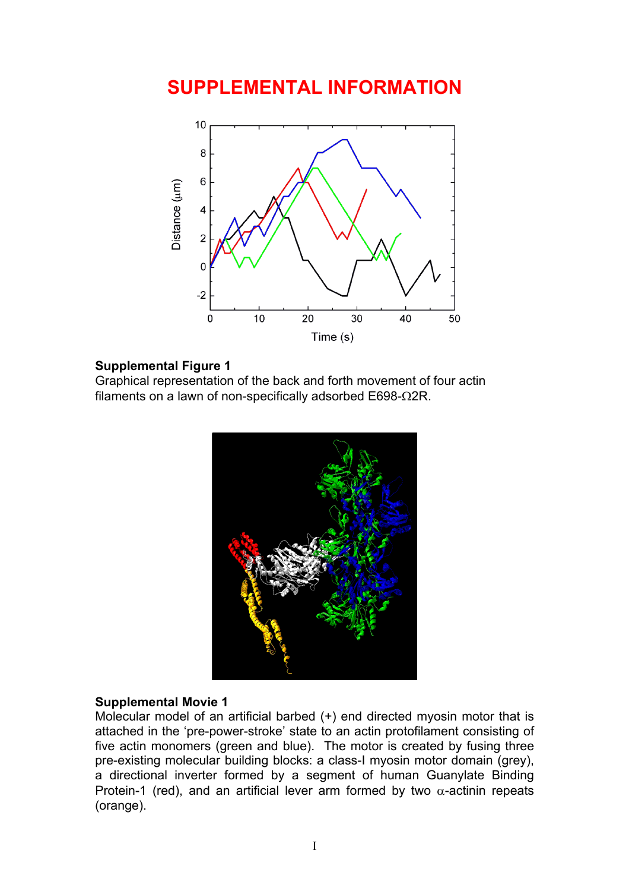# SUPPLEMENTAL INFORMATION

**Supplemental Figure 1**
Graphical representation of the back and forth movement of four actin filaments on a lawn of non-specifically adsorbed E698-$\Omega$2R.

**Supplemental Movie 1**
Molecular model of an artificial barbed (+) end directed myosin motor that is attached in the 'pre-power-stroke' state to an actin protofilament consisting of five actin monomers (green and blue). The motor is created by fusing three pre-existing molecular building blocks: a class-I myosin motor domain (grey), a directional inverter formed by a segment of human Guanylate Binding Protein-1 (red), and an artificial lever arm formed by two $\alpha$-actinin repeats (orange).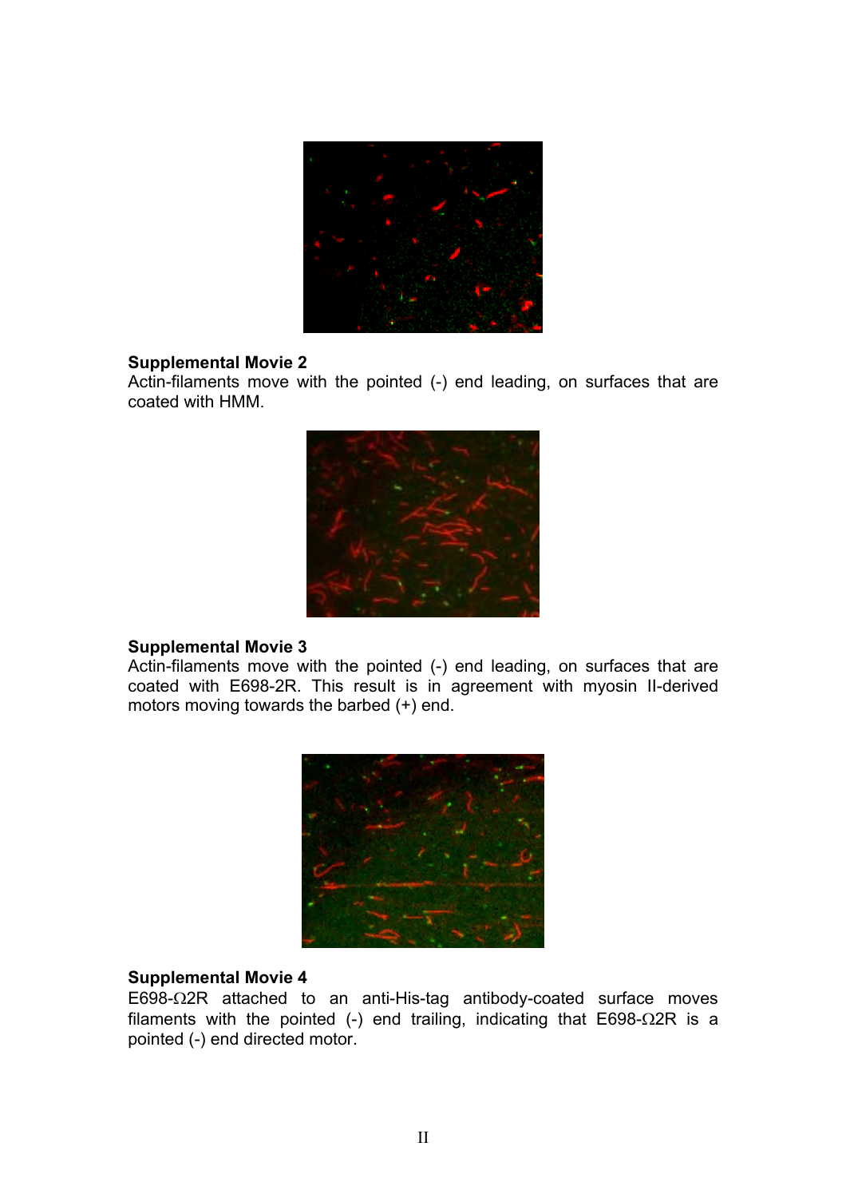**Supplemental Movie 2**

Actin-filaments move with the pointed (-) end leading, on surfaces that are coated with HMM.

**Supplemental Movie 3**

Actin-filaments move with the pointed (-) end leading, on surfaces that are coated with E698-2R. This result is in agreement with myosin II-derived motors moving towards the barbed (+) end.

**Supplemental Movie 4**

E698-Ω2R attached to an anti-His-tag antibody-coated surface moves filaments with the pointed (-) end trailing, indicating that E698-Ω2R is a pointed (-) end directed motor.